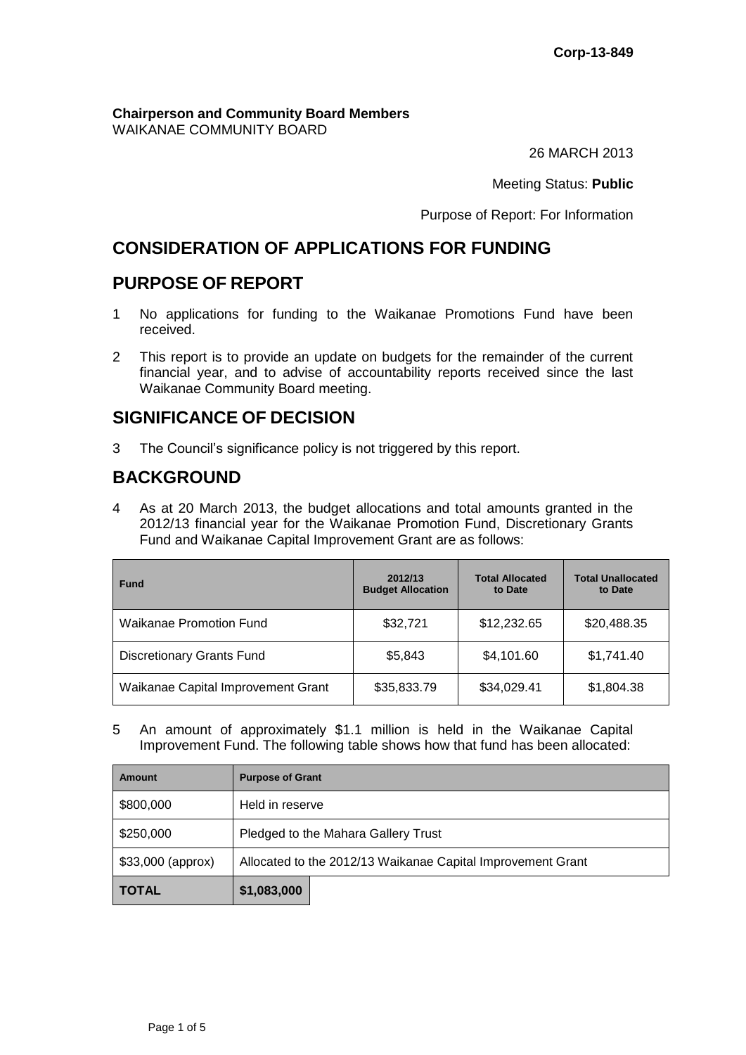Corp-13-849

**Chairperson and Community Board Members**
WAIKANAE COMMUNITY BOARD

26 MARCH 2013

Meeting Status: **Public**

Purpose of Report: For Information

# CONSIDERATION OF APPLICATIONS FOR FUNDING

## PURPOSE OF REPORT

1 No applications for funding to the Waikanae Promotions Fund have been received.

2 This report is to provide an update on budgets for the remainder of the current financial year, and to advise of accountability reports received since the last Waikanae Community Board meeting.

## SIGNIFICANCE OF DECISION

3 The Council's significance policy is not triggered by this report.

## BACKGROUND

4 As at 20 March 2013, the budget allocations and total amounts granted in the 2012/13 financial year for the Waikanae Promotion Fund, Discretionary Grants Fund and Waikanae Capital Improvement Grant are as follows:

| Fund | 2012/13 Budget Allocation | Total Allocated to Date | Total Unallocated to Date |
|---|---|---|---|
| Waikanae Promotion Fund | $32,721 | $12,232.65 | $20,488.35 |
| Discretionary Grants Fund | $5,843 | $4,101.60 | $1,741.40 |
| Waikanae Capital Improvement Grant | $35,833.79 | $34,029.41 | $1,804.38 |

5 An amount of approximately $1.1 million is held in the Waikanae Capital Improvement Fund. The following table shows how that fund has been allocated:

| Amount | Purpose of Grant |
|---|---|
| $800,000 | Held in reserve |
| $250,000 | Pledged to the Mahara Gallery Trust |
| $33,000 (approx) | Allocated to the 2012/13 Waikanae Capital Improvement Grant |
| **TOTAL** | **$1,083,000** |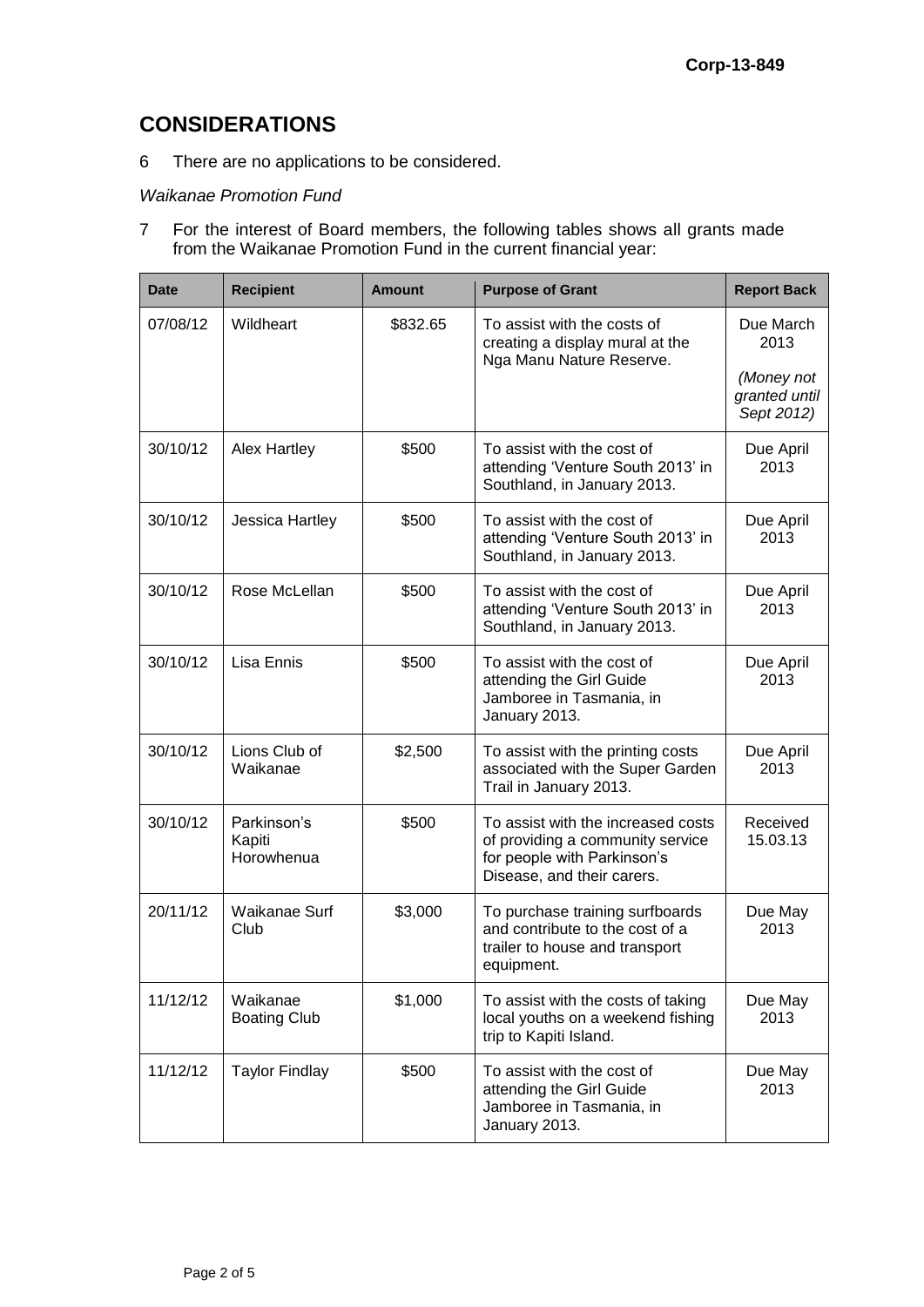## CONSIDERATIONS

6 There are no applications to be considered.

*Waikanae Promotion Fund*

7 For the interest of Board members, the following tables shows all grants made from the Waikanae Promotion Fund in the current financial year:

| Date | Recipient | Amount | Purpose of Grant | Report Back |
|---|---|---|---|---|
| 07/08/12 | Wildheart | $832.65 | To assist with the costs of creating a display mural at the Nga Manu Nature Reserve. | Due March 2013 *(Money not granted until Sept 2012)* |
| 30/10/12 | Alex Hartley | $500 | To assist with the cost of attending 'Venture South 2013' in Southland, in January 2013. | Due April 2013 |
| 30/10/12 | Jessica Hartley | $500 | To assist with the cost of attending 'Venture South 2013' in Southland, in January 2013. | Due April 2013 |
| 30/10/12 | Rose McLellan | $500 | To assist with the cost of attending 'Venture South 2013' in Southland, in January 2013. | Due April 2013 |
| 30/10/12 | Lisa Ennis | $500 | To assist with the cost of attending the Girl Guide Jamboree in Tasmania, in January 2013. | Due April 2013 |
| 30/10/12 | Lions Club of Waikanae | $2,500 | To assist with the printing costs associated with the Super Garden Trail in January 2013. | Due April 2013 |
| 30/10/12 | Parkinson's Kapiti Horowhenua | $500 | To assist with the increased costs of providing a community service for people with Parkinson's Disease, and their carers. | Received 15.03.13 |
| 20/11/12 | Waikanae Surf Club | $3,000 | To purchase training surfboards and contribute to the cost of a trailer to house and transport equipment. | Due May 2013 |
| 11/12/12 | Waikanae Boating Club | $1,000 | To assist with the costs of taking local youths on a weekend fishing trip to Kapiti Island. | Due May 2013 |
| 11/12/12 | Taylor Findlay | $500 | To assist with the cost of attending the Girl Guide Jamboree in Tasmania, in January 2013. | Due May 2013 |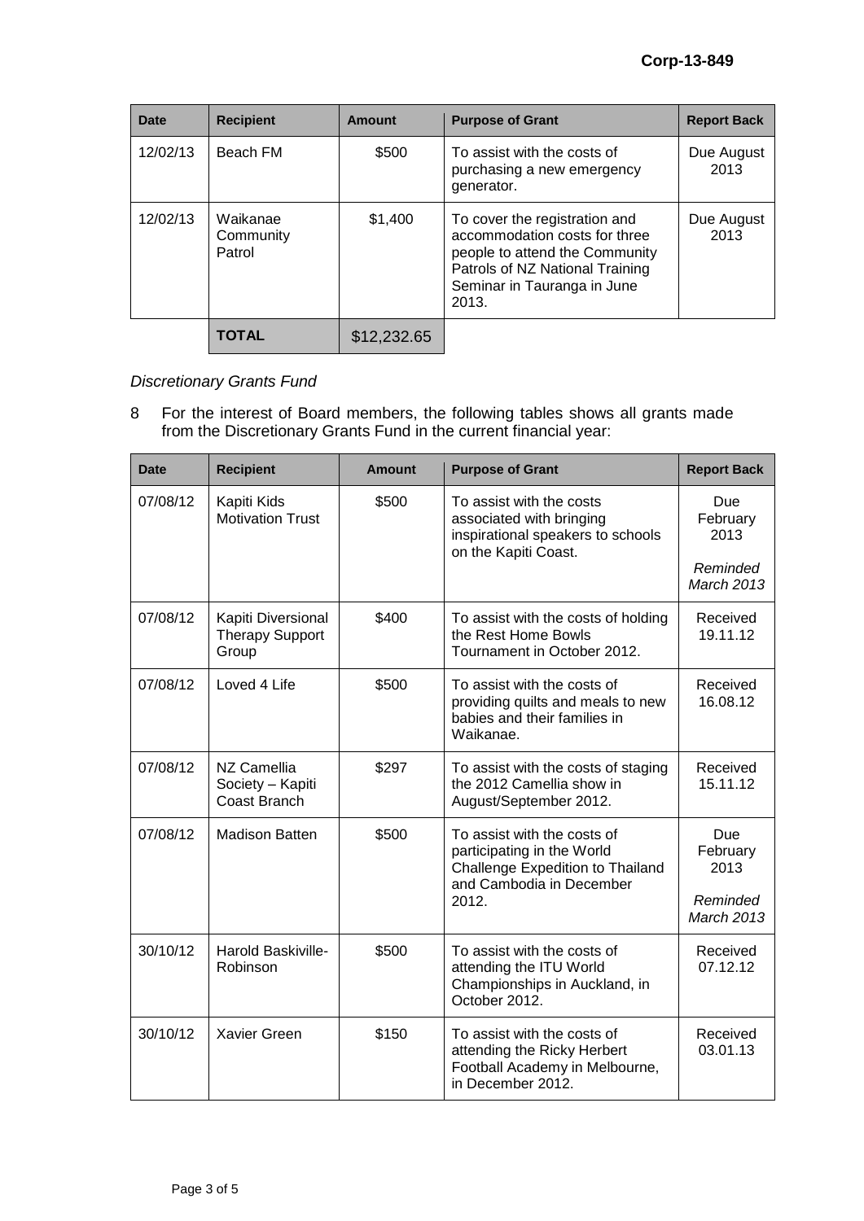| Date | Recipient | Amount | Purpose of Grant | Report Back |
|---|---|---|---|---|
| 12/02/13 | Beach FM | $500 | To assist with the costs of purchasing a new emergency generator. | Due August 2013 |
| 12/02/13 | Waikanae Community Patrol | $1,400 | To cover the registration and accommodation costs for three people to attend the Community Patrols of NZ National Training Seminar in Tauranga in June 2013. | Due August 2013 |
| | **TOTAL** | $12,232.65 | | |

*Discretionary Grants Fund*

8 For the interest of Board members, the following tables shows all grants made from the Discretionary Grants Fund in the current financial year:

| Date | Recipient | Amount | Purpose of Grant | Report Back |
|---|---|---|---|---|
| 07/08/12 | Kapiti Kids Motivation Trust | $500 | To assist with the costs associated with bringing inspirational speakers to schools on the Kapiti Coast. | Due February 2013 *Reminded March 2013* |
| 07/08/12 | Kapiti Diversional Therapy Support Group | $400 | To assist with the costs of holding the Rest Home Bowls Tournament in October 2012. | Received 19.11.12 |
| 07/08/12 | Loved 4 Life | $500 | To assist with the costs of providing quilts and meals to new babies and their families in Waikanae. | Received 16.08.12 |
| 07/08/12 | NZ Camellia Society – Kapiti Coast Branch | $297 | To assist with the costs of staging the 2012 Camellia show in August/September 2012. | Received 15.11.12 |
| 07/08/12 | Madison Batten | $500 | To assist with the costs of participating in the World Challenge Expedition to Thailand and Cambodia in December 2012. | Due February 2013 *Reminded March 2013* |
| 30/10/12 | Harold Baskiville-Robinson | $500 | To assist with the costs of attending the ITU World Championships in Auckland, in October 2012. | Received 07.12.12 |
| 30/10/12 | Xavier Green | $150 | To assist with the costs of attending the Ricky Herbert Football Academy in Melbourne, in December 2012. | Received 03.01.13 |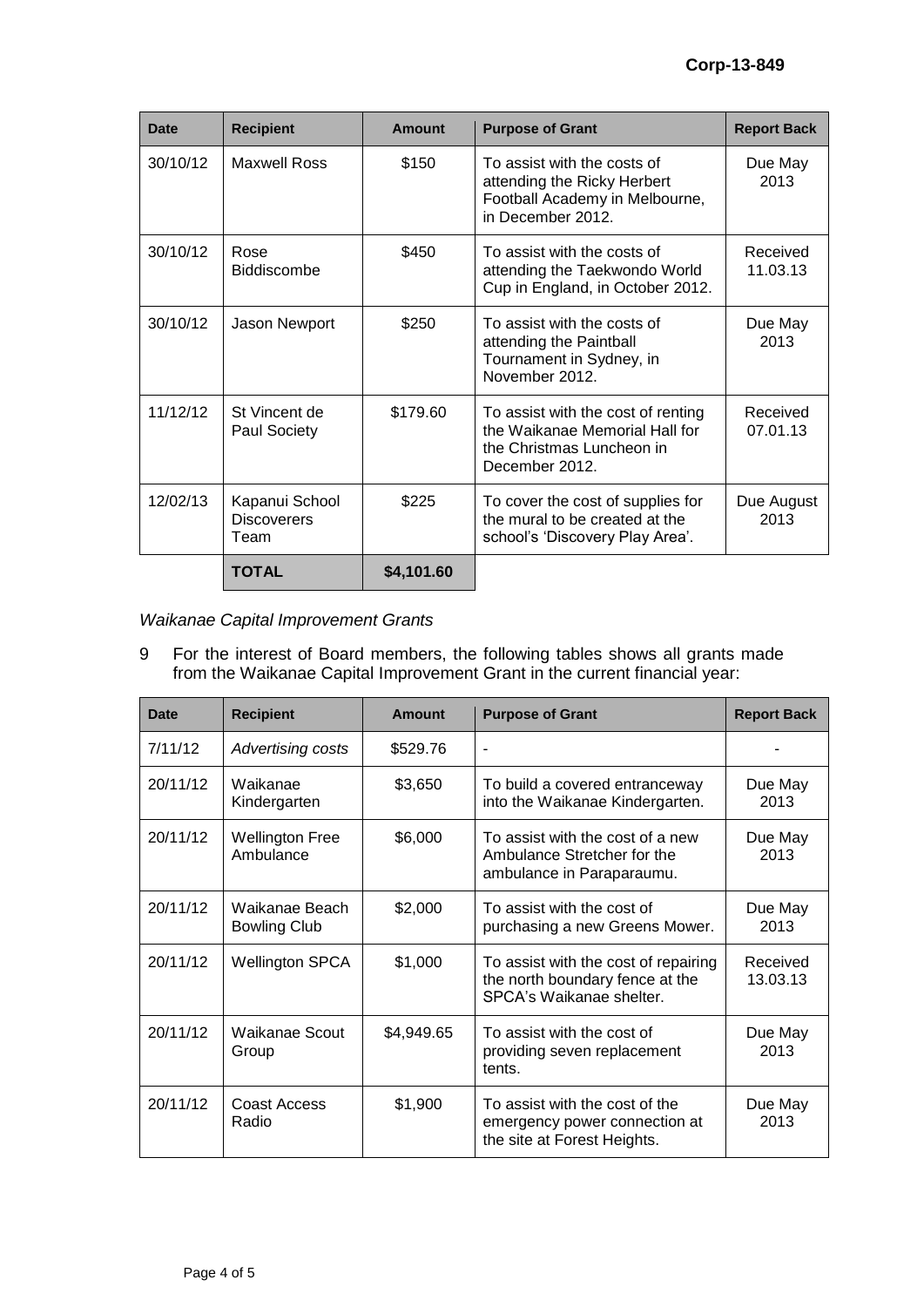| Date | Recipient | Amount | Purpose of Grant | Report Back |
|---|---|---|---|---|
| 30/10/12 | Maxwell Ross | $150 | To assist with the costs of attending the Ricky Herbert Football Academy in Melbourne, in December 2012. | Due May 2013 |
| 30/10/12 | Rose Biddiscombe | $450 | To assist with the costs of attending the Taekwondo World Cup in England, in October 2012. | Received 11.03.13 |
| 30/10/12 | Jason Newport | $250 | To assist with the costs of attending the Paintball Tournament in Sydney, in November 2012. | Due May 2013 |
| 11/12/12 | St Vincent de Paul Society | $179.60 | To assist with the cost of renting the Waikanae Memorial Hall for the Christmas Luncheon in December 2012. | Received 07.01.13 |
| 12/02/13 | Kapanui School Discoverers Team | $225 | To cover the cost of supplies for the mural to be created at the school's 'Discovery Play Area'. | Due August 2013 |
| | **TOTAL** | **$4,101.60** | | |

*Waikanae Capital Improvement Grants*

9 For the interest of Board members, the following tables shows all grants made from the Waikanae Capital Improvement Grant in the current financial year:

| Date | Recipient | Amount | Purpose of Grant | Report Back |
|---|---|---|---|---|
| 7/11/12 | *Advertising costs* | $529.76 | - | - |
| 20/11/12 | Waikanae Kindergarten | $3,650 | To build a covered entranceway into the Waikanae Kindergarten. | Due May 2013 |
| 20/11/12 | Wellington Free Ambulance | $6,000 | To assist with the cost of a new Ambulance Stretcher for the ambulance in Paraparaumu. | Due May 2013 |
| 20/11/12 | Waikanae Beach Bowling Club | $2,000 | To assist with the cost of purchasing a new Greens Mower. | Due May 2013 |
| 20/11/12 | Wellington SPCA | $1,000 | To assist with the cost of repairing the north boundary fence at the SPCA's Waikanae shelter. | Received 13.03.13 |
| 20/11/12 | Waikanae Scout Group | $4,949.65 | To assist with the cost of providing seven replacement tents. | Due May 2013 |
| 20/11/12 | Coast Access Radio | $1,900 | To assist with the cost of the emergency power connection at the site at Forest Heights. | Due May 2013 |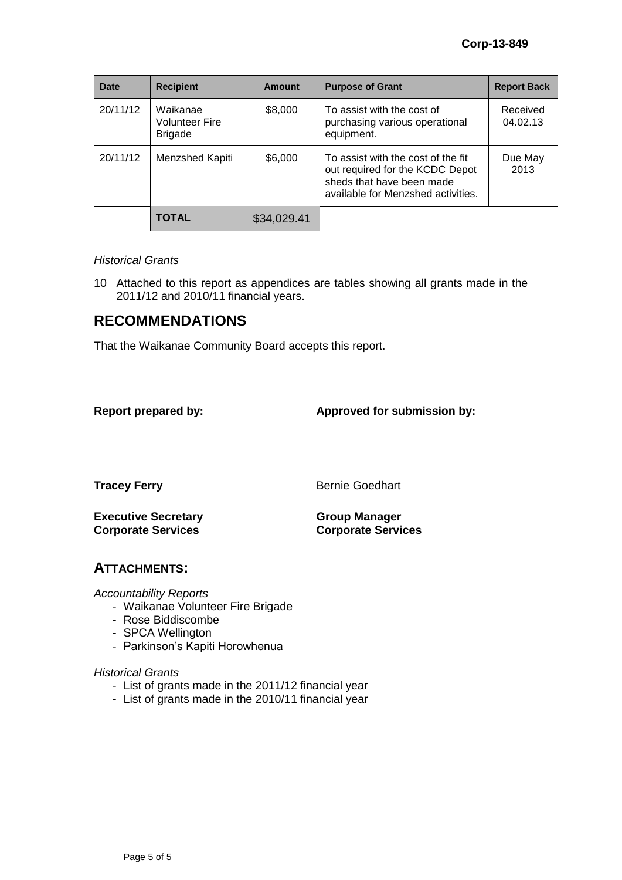| Date | Recipient | Amount | Purpose of Grant | Report Back |
|---|---|---|---|---|
| 20/11/12 | Waikanae Volunteer Fire Brigade | $8,000 | To assist with the cost of purchasing various operational equipment. | Received 04.02.13 |
| 20/11/12 | Menzshed Kapiti | $6,000 | To assist with the cost of the fit out required for the KCDC Depot sheds that have been made available for Menzshed activities. | Due May 2013 |
| | **TOTAL** | $34,029.41 | | |

*Historical Grants*

10 Attached to this report as appendices are tables showing all grants made in the 2011/12 and 2010/11 financial years.

## RECOMMENDATIONS

That the Waikanae Community Board accepts this report.

**Report prepared by:** **Approved for submission by:**

**Tracey Ferry** Bernie Goedhart

**Executive Secretary**
**Corporate Services**

**Group Manager**
**Corporate Services**

## ATTACHMENTS:

*Accountability Reports*

- Waikanae Volunteer Fire Brigade
- Rose Biddiscombe
- SPCA Wellington
- Parkinson's Kapiti Horowhenua

*Historical Grants*

- List of grants made in the 2011/12 financial year
- List of grants made in the 2010/11 financial year